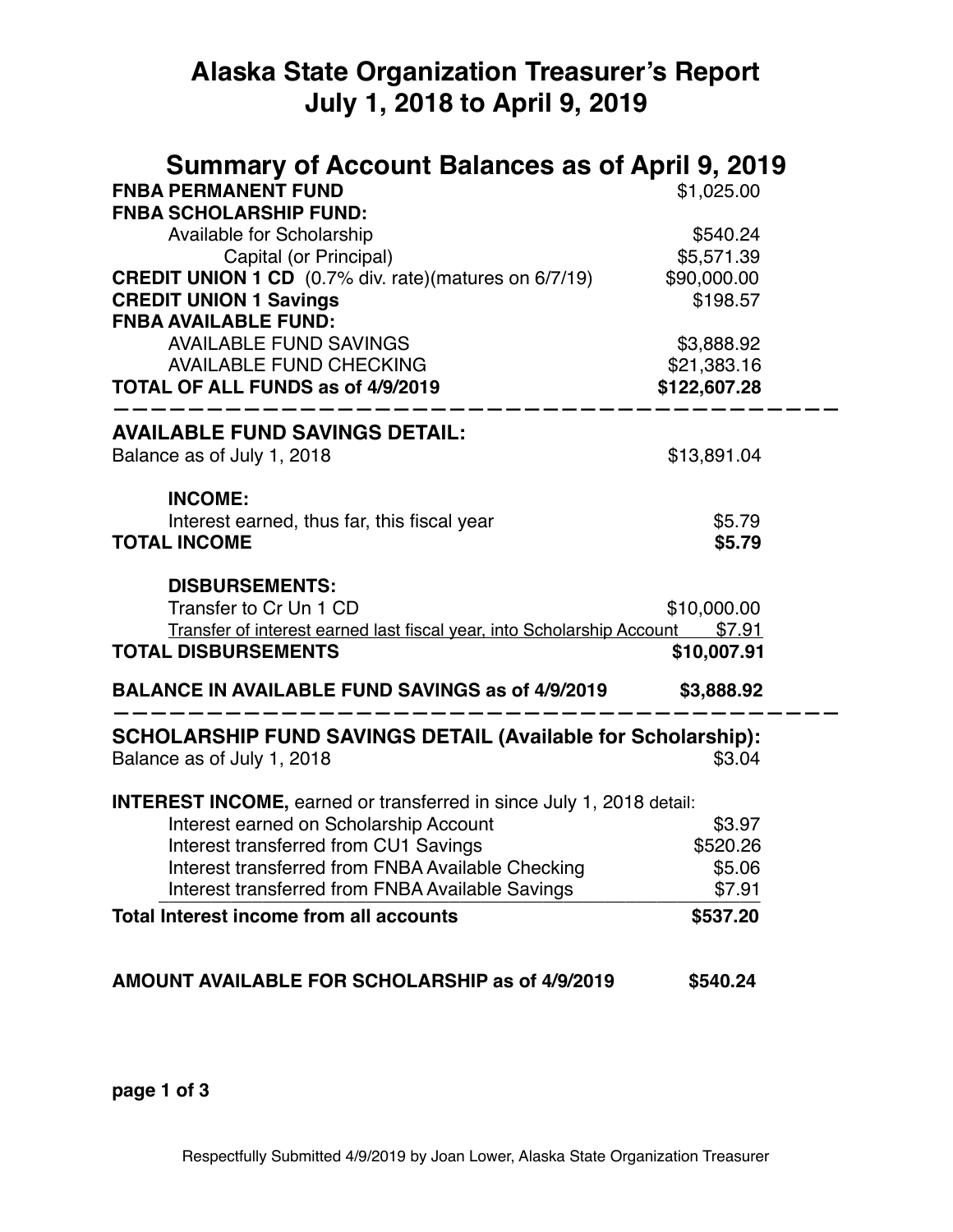# Alaska State Organization Treasurer's Report
# July 1, 2018 to April 9, 2019

## Summary of Account Balances as of April 9, 2019

| | |
|---|---|
| **FNBA PERMANENT FUND** | $1,025.00 |
| **FNBA SCHOLARSHIP FUND:** | |
| Available for Scholarship | $540.24 |
| Capital (or Principal) | $5,571.39 |
| **CREDIT UNION 1 CD** (0.7% div. rate)(matures on 6/7/19) | $90,000.00 |
| **CREDIT UNION 1 Savings** | $198.57 |
| **FNBA AVAILABLE FUND:** | |
| AVAILABLE FUND SAVINGS | $3,888.92 |
| AVAILABLE FUND CHECKING | $21,383.16 |
| **TOTAL OF ALL FUNDS as of 4/9/2019** | **$122,607.28** |

---

### AVAILABLE FUND SAVINGS DETAIL:

| | |
|---|---|
| Balance as of July 1, 2018 | $13,891.04 |
| **INCOME:** | |
| Interest earned, thus far, this fiscal year | $5.79 |
| **TOTAL INCOME** | **$5.79** |
| **DISBURSEMENTS:** | |
| Transfer to Cr Un 1 CD | $10,000.00 |
| Transfer of interest earned last fiscal year, into Scholarship Account | $7.91 |
| **TOTAL DISBURSEMENTS** | **$10,007.91** |
| **BALANCE IN AVAILABLE FUND SAVINGS as of 4/9/2019** | **$3,888.92** |

---

### SCHOLARSHIP FUND SAVINGS DETAIL (Available for Scholarship):

| | |
|---|---|
| Balance as of July 1, 2018 | $3.04 |
| **INTEREST INCOME,** earned or transferred in since July 1, 2018 detail: | |
| Interest earned on Scholarship Account | $3.97 |
| Interest transferred from CU1 Savings | $520.26 |
| Interest transferred from FNBA Available Checking | $5.06 |
| Interest transferred from FNBA Available Savings | $7.91 |
| **Total Interest income from all accounts** | **$537.20** |
| **AMOUNT AVAILABLE FOR SCHOLARSHIP as of 4/9/2019** | **$540.24** |

Respectfully Submitted 4/9/2019 by Joan Lower, Alaska State Organization Treasurer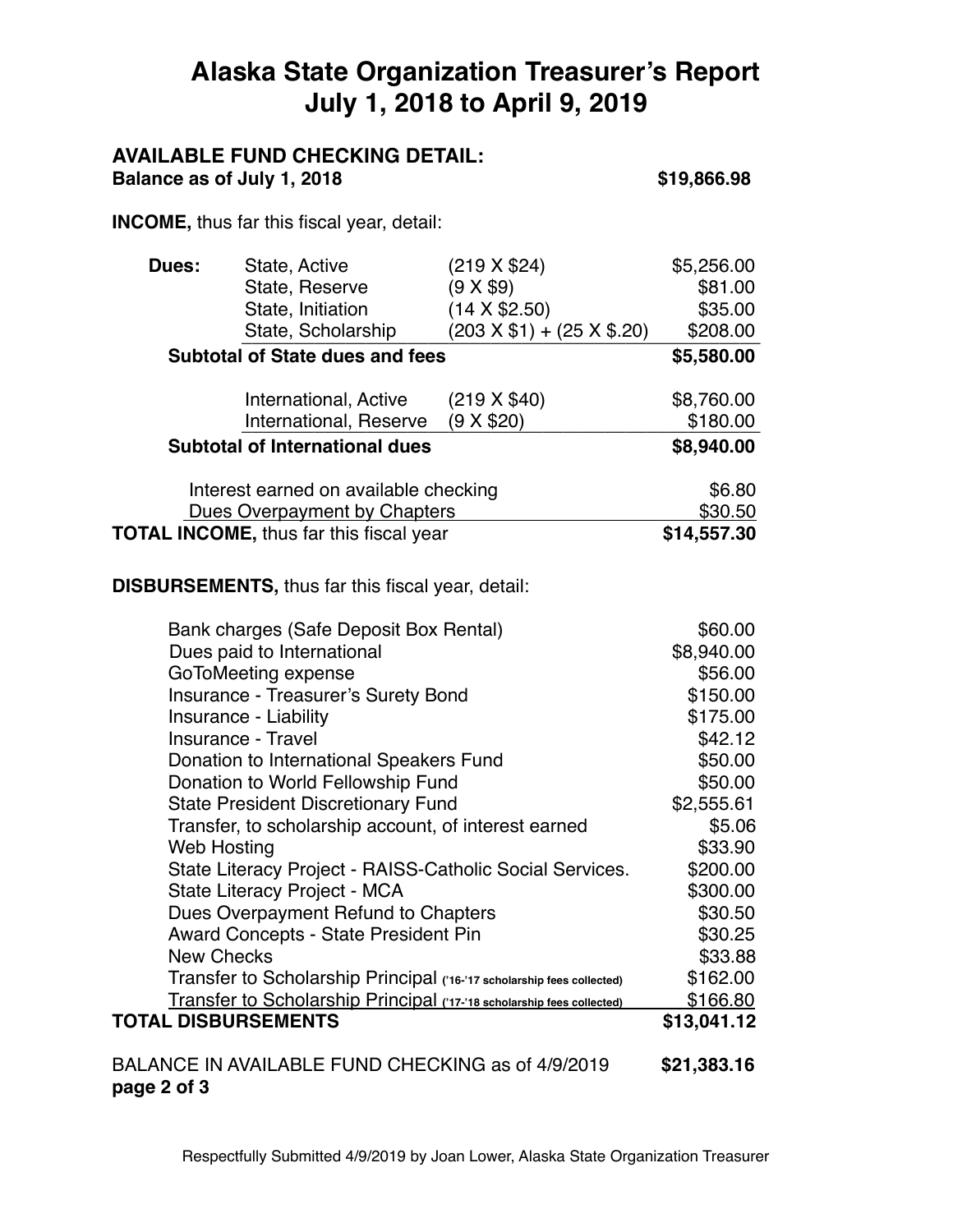# Alaska State Organization Treasurer's Report
# July 1, 2018 to April 9, 2019

## AVAILABLE FUND CHECKING DETAIL:

**Balance as of July 1, 2018** **$19,866.98**

**INCOME,** thus far this fiscal year, detail:

| | | | |
|---|---|---|---|
| **Dues:** | State, Active | (219 X $24) | $5,256.00 |
| | State, Reserve | (9 X $9) | $81.00 |
| | State, Initiation | (14 X $2.50) | $35.00 |
| | State, Scholarship | (203 X $1) + (25 X $.20) | $208.00 |
| **Subtotal of State dues and fees** | | | **$5,580.00** |
| | International, Active | (219 X $40) | $8,760.00 |
| | International, Reserve | (9 X $20) | $180.00 |
| **Subtotal of International dues** | | | **$8,940.00** |
| Interest earned on available checking | | | $6.80 |
| Dues Overpayment by Chapters | | | $30.50 |
| **TOTAL INCOME,** thus far this fiscal year | | | **$14,557.30** |

**DISBURSEMENTS,** thus far this fiscal year, detail:

| | |
|---|---|
| Bank charges (Safe Deposit Box Rental) | $60.00 |
| Dues paid to International | $8,940.00 |
| GoToMeeting expense | $56.00 |
| Insurance - Treasurer's Surety Bond | $150.00 |
| Insurance - Liability | $175.00 |
| Insurance - Travel | $42.12 |
| Donation to International Speakers Fund | $50.00 |
| Donation to World Fellowship Fund | $50.00 |
| State President Discretionary Fund | $2,555.61 |
| Transfer, to scholarship account, of interest earned | $5.06 |
| Web Hosting | $33.90 |
| State Literacy Project - RAISS-Catholic Social Services. | $200.00 |
| State Literacy Project - MCA | $300.00 |
| Dues Overpayment Refund to Chapters | $30.50 |
| Award Concepts - State President Pin | $30.25 |
| New Checks | $33.88 |
| Transfer to Scholarship Principal ('16-'17 scholarship fees collected) | $162.00 |
| Transfer to Scholarship Principal ('17-'18 scholarship fees collected) | $166.80 |
| **TOTAL DISBURSEMENTS** | **$13,041.12** |

BALANCE IN AVAILABLE FUND CHECKING as of 4/9/2019 **$21,383.16**

Respectfully Submitted 4/9/2019 by Joan Lower, Alaska State Organization Treasurer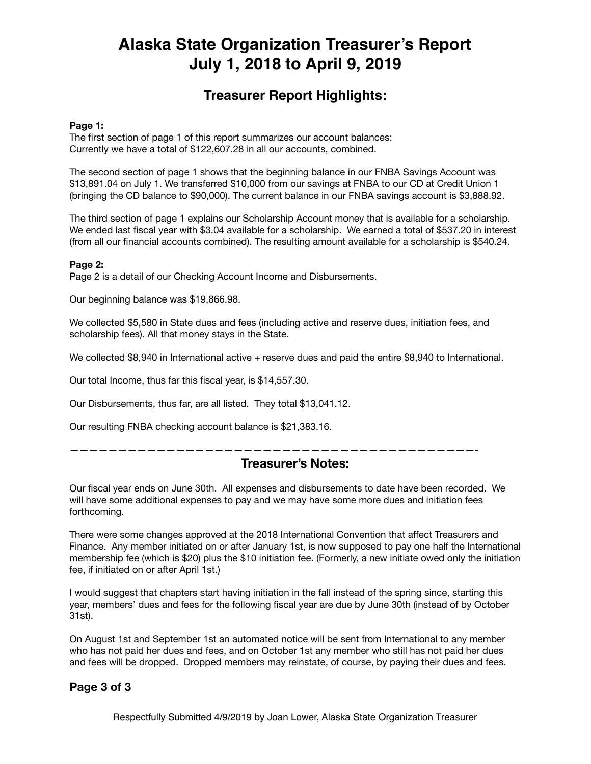# Alaska State Organization Treasurer's Report
# July 1, 2018 to April 9, 2019

## Treasurer Report Highlights:

**Page 1:**
The first section of page 1 of this report summarizes our account balances:
Currently we have a total of $122,607.28 in all our accounts, combined.

The second section of page 1 shows that the beginning balance in our FNBA Savings Account was $13,891.04 on July 1. We transferred $10,000 from our savings at FNBA to our CD at Credit Union 1 (bringing the CD balance to $90,000). The current balance in our FNBA savings account is $3,888.92.

The third section of page 1 explains our Scholarship Account money that is available for a scholarship. We ended last fiscal year with $3.04 available for a scholarship. We earned a total of $537.20 in interest (from all our financial accounts combined). The resulting amount available for a scholarship is $540.24.

**Page 2:**
Page 2 is a detail of our Checking Account Income and Disbursements.

Our beginning balance was $19,866.98.

We collected $5,580 in State dues and fees (including active and reserve dues, initiation fees, and scholarship fees). All that money stays in the State.

We collected $8,940 in International active + reserve dues and paid the entire $8,940 to International.

Our total Income, thus far this fiscal year, is $14,557.30.

Our Disbursements, thus far, are all listed. They total $13,041.12.

Our resulting FNBA checking account balance is $21,383.16.

---

## Treasurer's Notes:

Our fiscal year ends on June 30th. All expenses and disbursements to date have been recorded. We will have some additional expenses to pay and we may have some more dues and initiation fees forthcoming.

There were some changes approved at the 2018 International Convention that affect Treasurers and Finance. Any member initiated on or after January 1st, is now supposed to pay one half the International membership fee (which is $20) plus the $10 initiation fee. (Formerly, a new initiate owed only the initiation fee, if initiated on or after April 1st.)

I would suggest that chapters start having initiation in the fall instead of the spring since, starting this year, members' dues and fees for the following fiscal year are due by June 30th (instead of by October 31st).

On August 1st and September 1st an automated notice will be sent from International to any member who has not paid her dues and fees, and on October 1st any member who still has not paid her dues and fees will be dropped. Dropped members may reinstate, of course, by paying their dues and fees.

Respectfully Submitted 4/9/2019 by Joan Lower, Alaska State Organization Treasurer